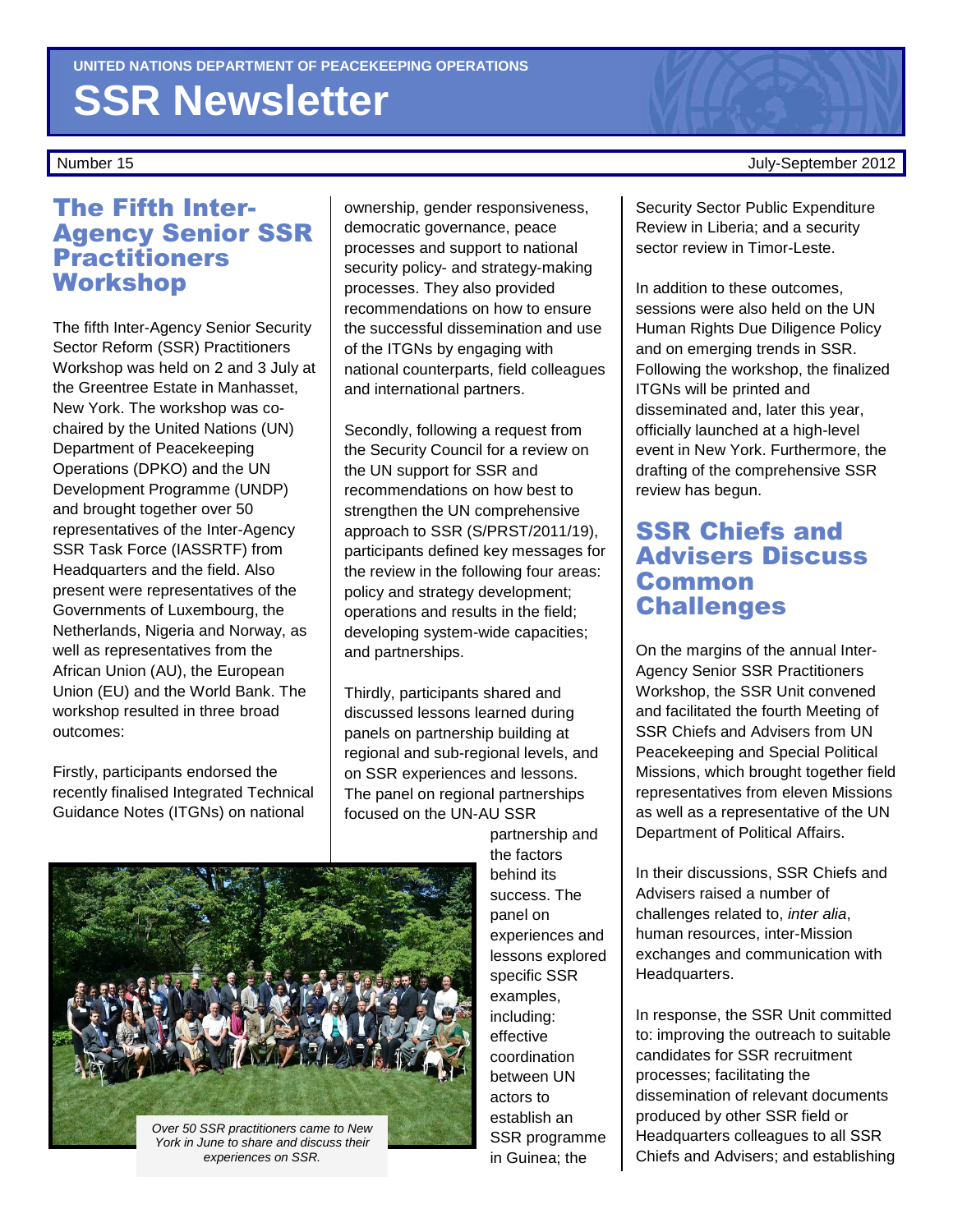UNITED NATIONS DEPARTMENT OF PEACEKEEPING OPERATIONS

# SSR Newsletter

Number 15 July-September 2012

## The Fifth Inter-Agency Senior SSR Practitioners Workshop

The fifth Inter-Agency Senior Security Sector Reform (SSR) Practitioners Workshop was held on 2 and 3 July at the Greentree Estate in Manhasset, New York. The workshop was co-chaired by the United Nations (UN) Department of Peacekeeping Operations (DPKO) and the UN Development Programme (UNDP) and brought together over 50 representatives of the Inter-Agency SSR Task Force (IASSRTF) from Headquarters and the field. Also present were representatives of the Governments of Luxembourg, the Netherlands, Nigeria and Norway, as well as representatives from the African Union (AU), the European Union (EU) and the World Bank. The workshop resulted in three broad outcomes:

Firstly, participants endorsed the recently finalised Integrated Technical Guidance Notes (ITGNs) on national ownership, gender responsiveness, democratic governance, peace processes and support to national security policy- and strategy-making processes. They also provided recommendations on how to ensure the successful dissemination and use of the ITGNs by engaging with national counterparts, field colleagues and international partners.

Secondly, following a request from the Security Council for a review on the UN support for SSR and recommendations on how best to strengthen the UN comprehensive approach to SSR (S/PRST/2011/19), participants defined key messages for the review in the following four areas: policy and strategy development; operations and results in the field; developing system-wide capacities; and partnerships.

Thirdly, participants shared and discussed lessons learned during panels on partnership building at regional and sub-regional levels, and on SSR experiences and lessons. The panel on regional partnerships focused on the UN-AU SSR partnership and the factors behind its success. The panel on experiences and lessons explored specific SSR examples, including: effective coordination between UN actors to establish an SSR programme in Guinea; the Security Sector Public Expenditure Review in Liberia; and a security sector review in Timor-Leste.

*Over 50 SSR practitioners came to New York in June to share and discuss their experiences on SSR.*

In addition to these outcomes, sessions were also held on the UN Human Rights Due Diligence Policy and on emerging trends in SSR. Following the workshop, the finalized ITGNs will be printed and disseminated and, later this year, officially launched at a high-level event in New York. Furthermore, the drafting of the comprehensive SSR review has begun.

## SSR Chiefs and Advisers Discuss Common Challenges

On the margins of the annual Inter-Agency Senior SSR Practitioners Workshop, the SSR Unit convened and facilitated the fourth Meeting of SSR Chiefs and Advisers from UN Peacekeeping and Special Political Missions, which brought together field representatives from eleven Missions as well as a representative of the UN Department of Political Affairs.

In their discussions, SSR Chiefs and Advisers raised a number of challenges related to, *inter alia*, human resources, inter-Mission exchanges and communication with Headquarters.

In response, the SSR Unit committed to: improving the outreach to suitable candidates for SSR recruitment processes; facilitating the dissemination of relevant documents produced by other SSR field or Headquarters colleagues to all SSR Chiefs and Advisers; and establishing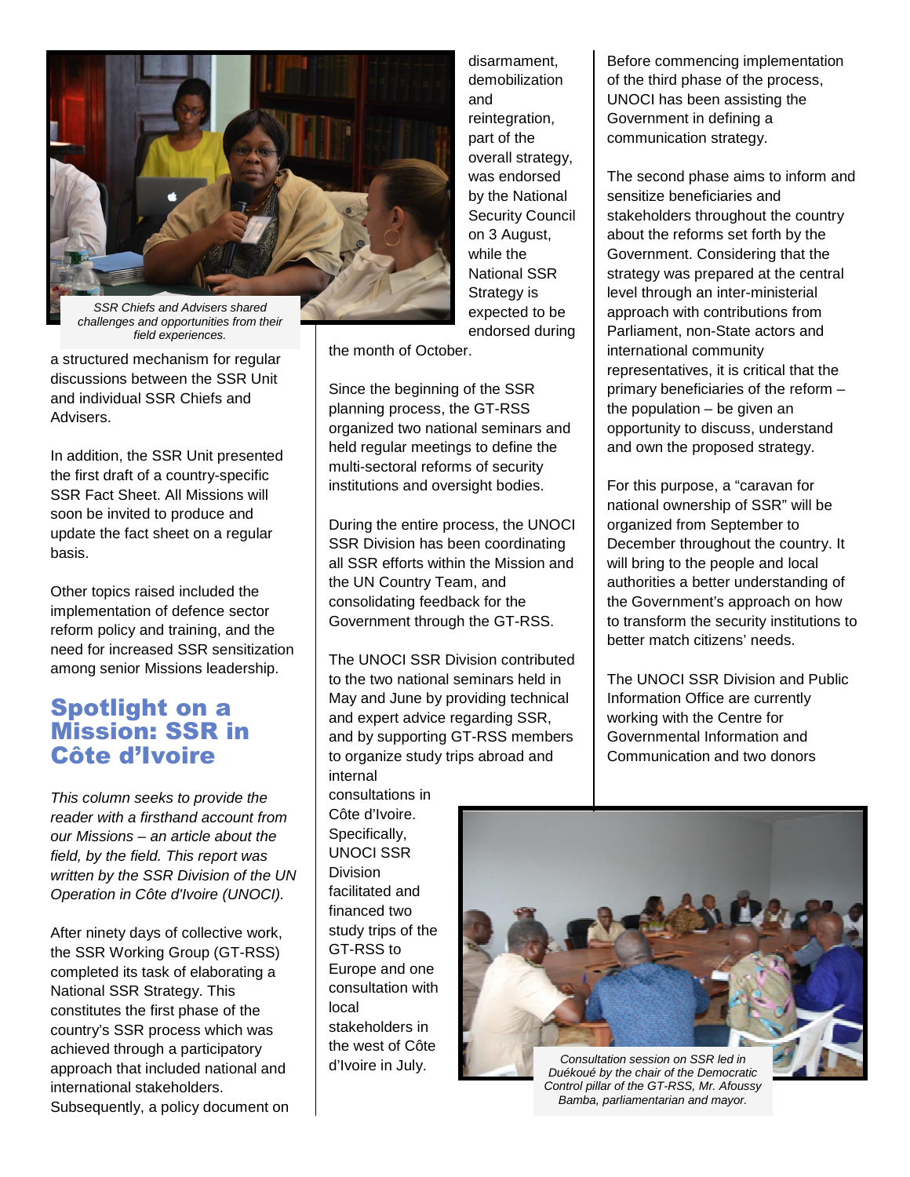SSR Chiefs and Advisers shared challenges and opportunities from their field experiences.

a structured mechanism for regular discussions between the SSR Unit and individual SSR Chiefs and Advisers.

In addition, the SSR Unit presented the first draft of a country-specific SSR Fact Sheet. All Missions will soon be invited to produce and update the fact sheet on a regular basis.

Other topics raised included the implementation of defence sector reform policy and training, and the need for increased SSR sensitization among senior Missions leadership.

## Spotlight on a Mission: SSR in Côte d'Ivoire

*This column seeks to provide the reader with a firsthand account from our Missions – an article about the field, by the field. This report was written by the SSR Division of the UN Operation in Côte d'Ivoire (UNOCI).*

After ninety days of collective work, the SSR Working Group (GT-RSS) completed its task of elaborating a National SSR Strategy. This constitutes the first phase of the country's SSR process which was achieved through a participatory approach that included national and international stakeholders. Subsequently, a policy document on disarmament, demobilization and reintegration, part of the overall strategy, was endorsed by the National Security Council on 3 August, while the National SSR Strategy is expected to be endorsed during the month of October.

Since the beginning of the SSR planning process, the GT-RSS organized two national seminars and held regular meetings to define the multi-sectoral reforms of security institutions and oversight bodies.

During the entire process, the UNOCI SSR Division has been coordinating all SSR efforts within the Mission and the UN Country Team, and consolidating feedback for the Government through the GT-RSS.

The UNOCI SSR Division contributed to the two national seminars held in May and June by providing technical and expert advice regarding SSR, and by supporting GT-RSS members to organize study trips abroad and internal consultations in Côte d'Ivoire. Specifically, UNOCI SSR Division facilitated and financed two study trips of the GT-RSS to Europe and one consultation with local stakeholders in the west of Côte d'Ivoire in July.

Before commencing implementation of the third phase of the process, UNOCI has been assisting the Government in defining a communication strategy.

The second phase aims to inform and sensitize beneficiaries and stakeholders throughout the country about the reforms set forth by the Government. Considering that the strategy was prepared at the central level through an inter-ministerial approach with contributions from Parliament, non-State actors and international community representatives, it is critical that the primary beneficiaries of the reform – the population – be given an opportunity to discuss, understand and own the proposed strategy.

For this purpose, a "caravan for national ownership of SSR" will be organized from September to December throughout the country. It will bring to the people and local authorities a better understanding of the Government's approach on how to transform the security institutions to better match citizens' needs.

The UNOCI SSR Division and Public Information Office are currently working with the Centre for Governmental Information and Communication and two donors

Consultation session on SSR led in Duékoué by the chair of the Democratic Control pillar of the GT-RSS, Mr. Afoussy Bamba, parliamentarian and mayor.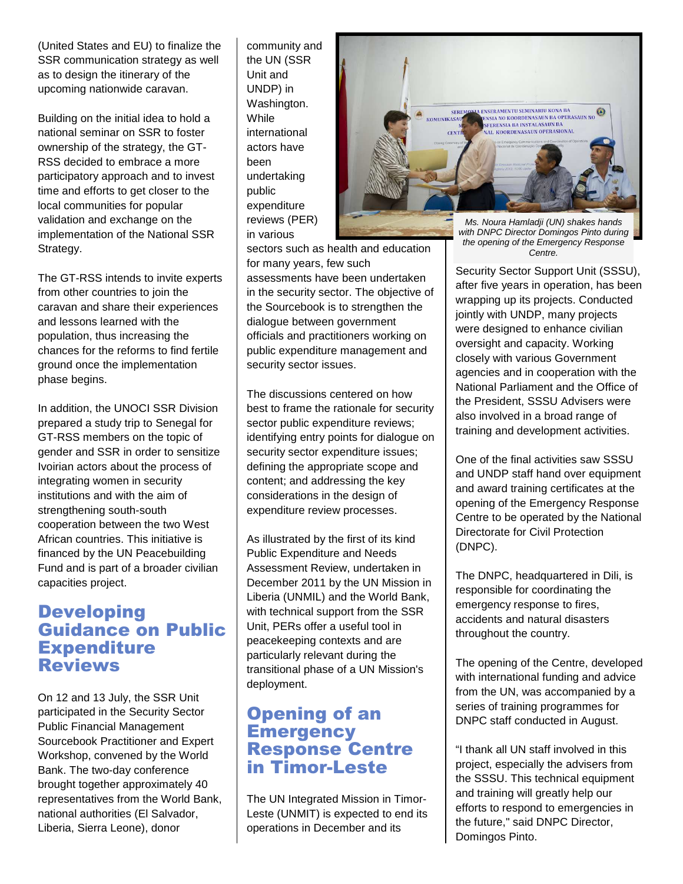(United States and EU) to finalize the SSR communication strategy as well as to design the itinerary of the upcoming nationwide caravan.

Building on the initial idea to hold a national seminar on SSR to foster ownership of the strategy, the GT-RSS decided to embrace a more participatory approach and to invest time and efforts to get closer to the local communities for popular validation and exchange on the implementation of the National SSR Strategy.

The GT-RSS intends to invite experts from other countries to join the caravan and share their experiences and lessons learned with the population, thus increasing the chances for the reforms to find fertile ground once the implementation phase begins.

In addition, the UNOCI SSR Division prepared a study trip to Senegal for GT-RSS members on the topic of gender and SSR in order to sensitize Ivoirian actors about the process of integrating women in security institutions and with the aim of strengthening south-south cooperation between the two West African countries. This initiative is financed by the UN Peacebuilding Fund and is part of a broader civilian capacities project.

## Developing Guidance on Public Expenditure Reviews

On 12 and 13 July, the SSR Unit participated in the Security Sector Public Financial Management Sourcebook Practitioner and Expert Workshop, convened by the World Bank. The two-day conference brought together approximately 40 representatives from the World Bank, national authorities (El Salvador, Liberia, Sierra Leone), donor community and the UN (SSR Unit and UNDP) in Washington. While international actors have been undertaking public expenditure reviews (PER) in various sectors such as health and education for many years, few such assessments have been undertaken in the security sector. The objective of the Sourcebook is to strengthen the dialogue between government officials and practitioners working on public expenditure management and security sector issues.

The discussions centered on how best to frame the rationale for security sector public expenditure reviews; identifying entry points for dialogue on security sector expenditure issues; defining the appropriate scope and content; and addressing the key considerations in the design of expenditure review processes.

As illustrated by the first of its kind Public Expenditure and Needs Assessment Review, undertaken in December 2011 by the UN Mission in Liberia (UNMIL) and the World Bank, with technical support from the SSR Unit, PERs offer a useful tool in peacekeeping contexts and are particularly relevant during the transitional phase of a UN Mission's deployment.

## Opening of an Emergency Response Centre in Timor-Leste

The UN Integrated Mission in Timor-Leste (UNMIT) is expected to end its operations in December and its Security Sector Support Unit (SSSU), after five years in operation, has been wrapping up its projects. Conducted jointly with UNDP, many projects were designed to enhance civilian oversight and capacity. Working closely with various Government agencies and in cooperation with the National Parliament and the Office of the President, SSSU Advisers were also involved in a broad range of training and development activities.

*Ms. Noura Hamladji (UN) shakes hands with DNPC Director Domingos Pinto during the opening of the Emergency Response Centre.*

One of the final activities saw SSSU and UNDP staff hand over equipment and award training certificates at the opening of the Emergency Response Centre to be operated by the National Directorate for Civil Protection (DNPC).

The DNPC, headquartered in Dili, is responsible for coordinating the emergency response to fires, accidents and natural disasters throughout the country.

The opening of the Centre, developed with international funding and advice from the UN, was accompanied by a series of training programmes for DNPC staff conducted in August.

"I thank all UN staff involved in this project, especially the advisers from the SSSU. This technical equipment and training will greatly help our efforts to respond to emergencies in the future," said DNPC Director, Domingos Pinto.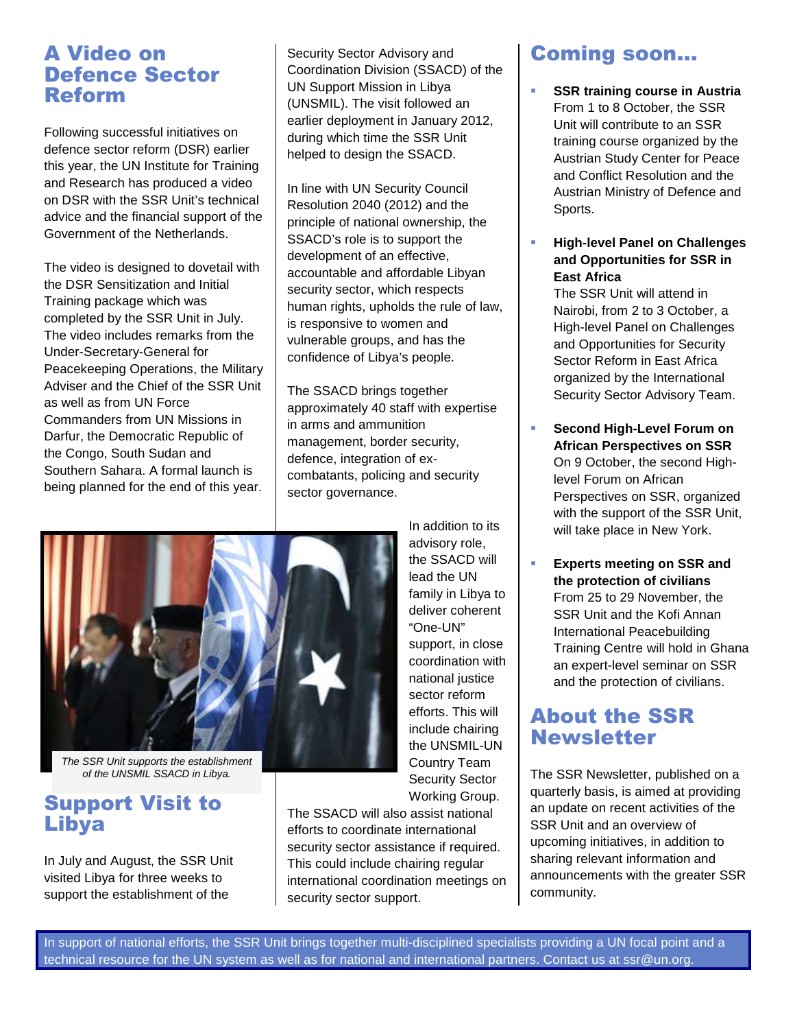## A Video on Defence Sector Reform

Following successful initiatives on defence sector reform (DSR) earlier this year, the UN Institute for Training and Research has produced a video on DSR with the SSR Unit's technical advice and the financial support of the Government of the Netherlands.

The video is designed to dovetail with the DSR Sensitization and Initial Training package which was completed by the SSR Unit in July. The video includes remarks from the Under-Secretary-General for Peacekeeping Operations, the Military Adviser and the Chief of the SSR Unit as well as from UN Force Commanders from UN Missions in Darfur, the Democratic Republic of the Congo, South Sudan and Southern Sahara. A formal launch is being planned for the end of this year.

*The SSR Unit supports the establishment of the UNSMIL SSACD in Libya.*

## Support Visit to Libya

In July and August, the SSR Unit visited Libya for three weeks to support the establishment of the Security Sector Advisory and Coordination Division (SSACD) of the UN Support Mission in Libya (UNSMIL). The visit followed an earlier deployment in January 2012, during which time the SSR Unit helped to design the SSACD.

In line with UN Security Council Resolution 2040 (2012) and the principle of national ownership, the SSACD's role is to support the development of an effective, accountable and affordable Libyan security sector, which respects human rights, upholds the rule of law, is responsive to women and vulnerable groups, and has the confidence of Libya's people.

The SSACD brings together approximately 40 staff with expertise in arms and ammunition management, border security, defence, integration of ex-combatants, policing and security sector governance.

In addition to its advisory role, the SSACD will lead the UN family in Libya to deliver coherent "One-UN" support, in close coordination with national justice sector reform efforts. This will include chairing the UNSMIL-UN Country Team Security Sector Working Group. The SSACD will also assist national efforts to coordinate international security sector assistance if required. This could include chairing regular international coordination meetings on security sector support.

## Coming soon...

- **SSR training course in Austria**
  From 1 to 8 October, the SSR Unit will contribute to an SSR training course organized by the Austrian Study Center for Peace and Conflict Resolution and the Austrian Ministry of Defence and Sports.

- **High-level Panel on Challenges and Opportunities for SSR in East Africa**
  The SSR Unit will attend in Nairobi, from 2 to 3 October, a High-level Panel on Challenges and Opportunities for Security Sector Reform in East Africa organized by the International Security Sector Advisory Team.

- **Second High-Level Forum on African Perspectives on SSR**
  On 9 October, the second High-level Forum on African Perspectives on SSR, organized with the support of the SSR Unit, will take place in New York.

- **Experts meeting on SSR and the protection of civilians**
  From 25 to 29 November, the SSR Unit and the Kofi Annan International Peacebuilding Training Centre will hold in Ghana an expert-level seminar on SSR and the protection of civilians.

## About the SSR Newsletter

The SSR Newsletter, published on a quarterly basis, is aimed at providing an update on recent activities of the SSR Unit and an overview of upcoming initiatives, in addition to sharing relevant information and announcements with the greater SSR community.

In support of national efforts, the SSR Unit brings together multi-disciplined specialists providing a UN focal point and a technical resource for the UN system as well as for national and international partners. Contact us at ssr@un.org.